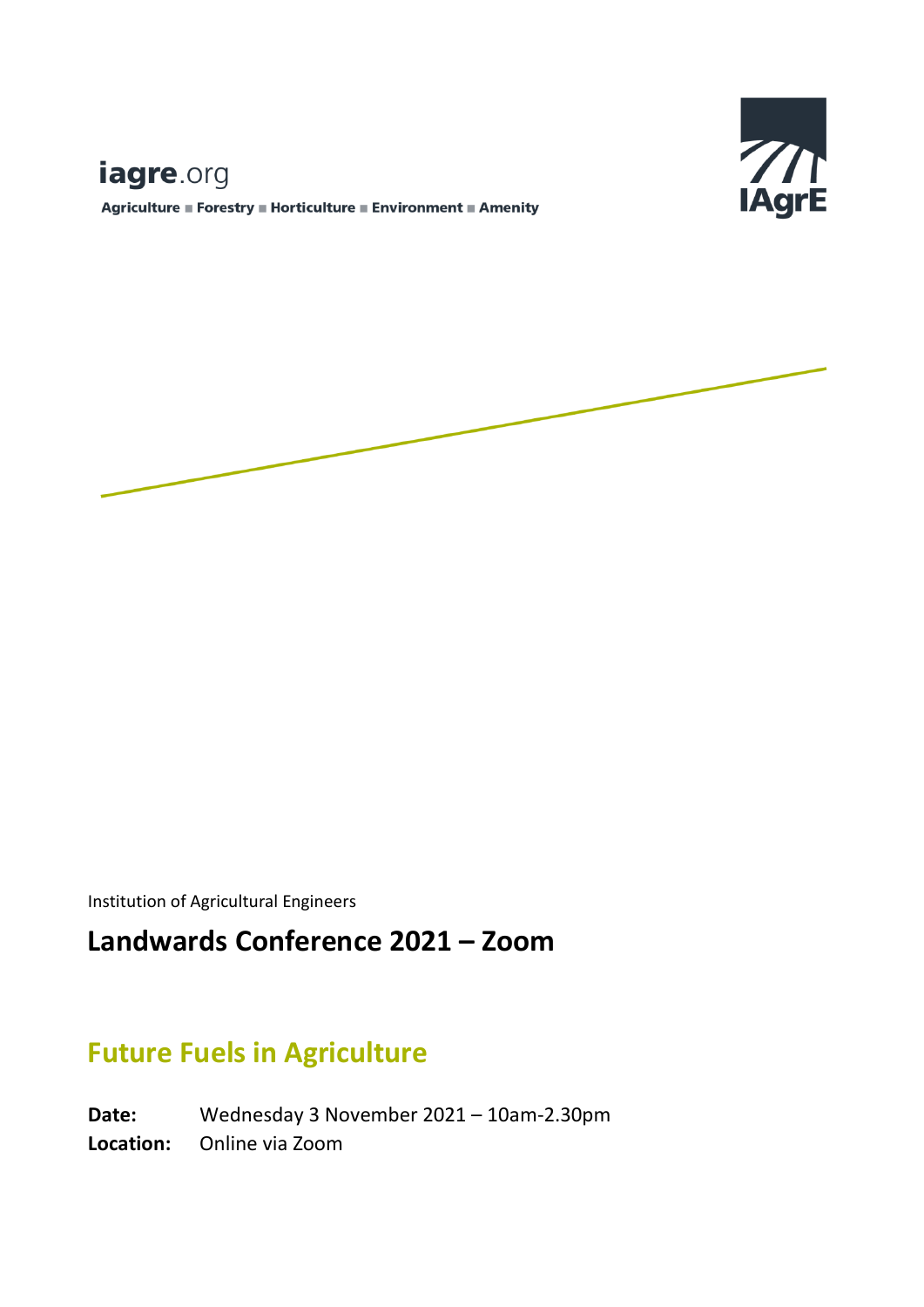iagre.org

Agriculture ■ Forestry ■ Horticulture ■ Environment ■ Amenity

IAgrE

Institution of Agricultural Engineers

# Landwards Conference 2021 – Zoom

## Future Fuels in Agriculture

**Date:** Wednesday 3 November 2021 – 10am-2.30pm

**Location:** Online via Zoom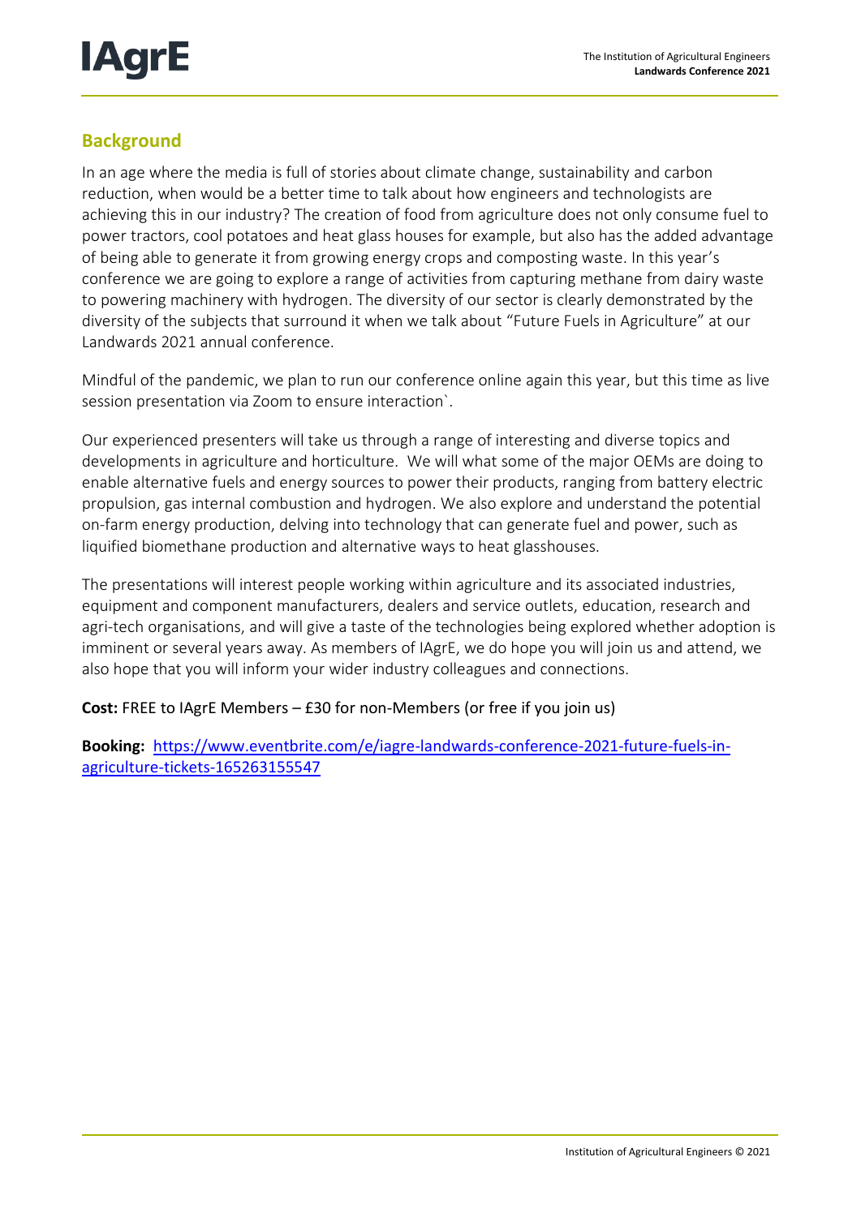## Background

In an age where the media is full of stories about climate change, sustainability and carbon reduction, when would be a better time to talk about how engineers and technologists are achieving this in our industry? The creation of food from agriculture does not only consume fuel to power tractors, cool potatoes and heat glass houses for example, but also has the added advantage of being able to generate it from growing energy crops and composting waste. In this year's conference we are going to explore a range of activities from capturing methane from dairy waste to powering machinery with hydrogen. The diversity of our sector is clearly demonstrated by the diversity of the subjects that surround it when we talk about "Future Fuels in Agriculture" at our Landwards 2021 annual conference.

Mindful of the pandemic, we plan to run our conference online again this year, but this time as live session presentation via Zoom to ensure interaction`.

Our experienced presenters will take us through a range of interesting and diverse topics and developments in agriculture and horticulture. We will what some of the major OEMs are doing to enable alternative fuels and energy sources to power their products, ranging from battery electric propulsion, gas internal combustion and hydrogen. We also explore and understand the potential on-farm energy production, delving into technology that can generate fuel and power, such as liquified biomethane production and alternative ways to heat glasshouses.

The presentations will interest people working within agriculture and its associated industries, equipment and component manufacturers, dealers and service outlets, education, research and agri-tech organisations, and will give a taste of the technologies being explored whether adoption is imminent or several years away. As members of IAgrE, we do hope you will join us and attend, we also hope that you will inform your wider industry colleagues and connections.

**Cost:** FREE to IAgrE Members – £30 for non-Members (or free if you join us)

**Booking:** https://www.eventbrite.com/e/iagre-landwards-conference-2021-future-fuels-in-agriculture-tickets-165263155547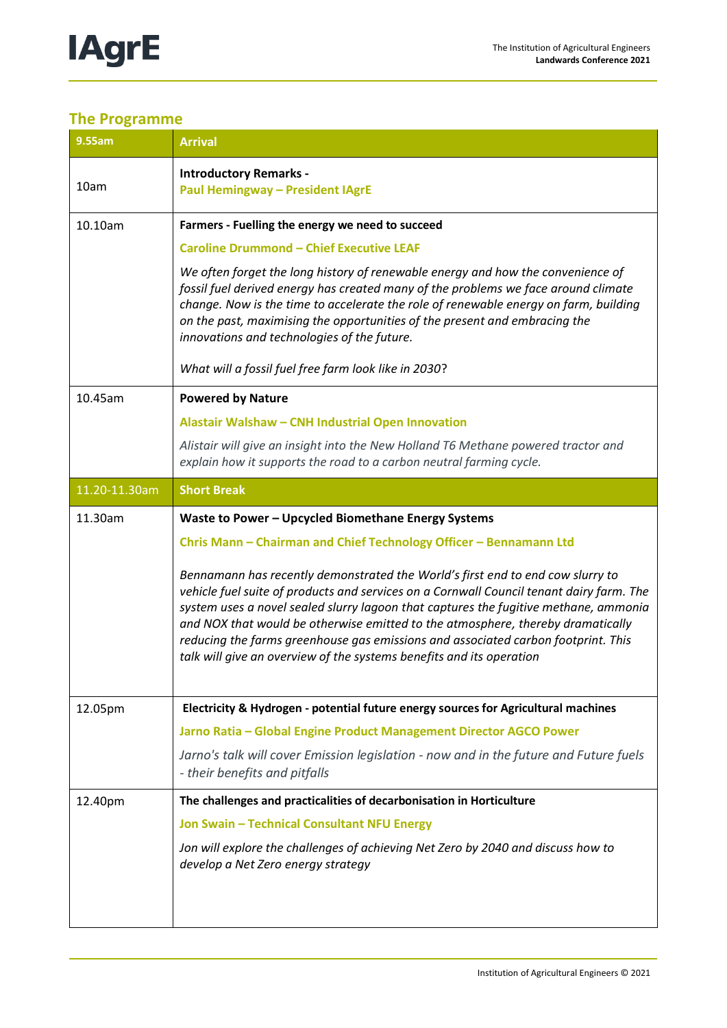## The Programme

| 9.55am | Arrival |
|---|---|
| 10am | **Introductory Remarks -**<br>**Paul Hemingway – President IAgrE** |
| 10.10am | **Farmers - Fuelling the energy we need to succeed**<br>**Caroline Drummond – Chief Executive LEAF**<br>*We often forget the long history of renewable energy and how the convenience of fossil fuel derived energy has created many of the problems we face around climate change. Now is the time to accelerate the role of renewable energy on farm, building on the past, maximising the opportunities of the present and embracing the innovations and technologies of the future.*<br>*What will a fossil fuel free farm look like in 2030*? |
| 10.45am | **Powered by Nature**<br>**Alastair Walshaw – CNH Industrial Open Innovation**<br>*Alistair will give an insight into the New Holland T6 Methane powered tractor and explain how it supports the road to a carbon neutral farming cycle.* |
| 11.20-11.30am | **Short Break** |
| 11.30am | **Waste to Power – Upcycled Biomethane Energy Systems**<br>**Chris Mann – Chairman and Chief Technology Officer – Bennamann Ltd**<br>*Bennamann has recently demonstrated the World's first end to end cow slurry to vehicle fuel suite of products and services on a Cornwall Council tenant dairy farm. The system uses a novel sealed slurry lagoon that captures the fugitive methane, ammonia and NOX that would be otherwise emitted to the atmosphere, thereby dramatically reducing the farms greenhouse gas emissions and associated carbon footprint. This talk will give an overview of the systems benefits and its operation* |
| 12.05pm | **Electricity & Hydrogen - potential future energy sources for Agricultural machines**<br>**Jarno Ratia – Global Engine Product Management Director AGCO Power**<br>*Jarno's talk will cover Emission legislation - now and in the future and Future fuels - their benefits and pitfalls* |
| 12.40pm | **The challenges and practicalities of decarbonisation in Horticulture**<br>**Jon Swain – Technical Consultant NFU Energy**<br>*Jon will explore the challenges of achieving Net Zero by 2040 and discuss how to develop a Net Zero energy strategy* |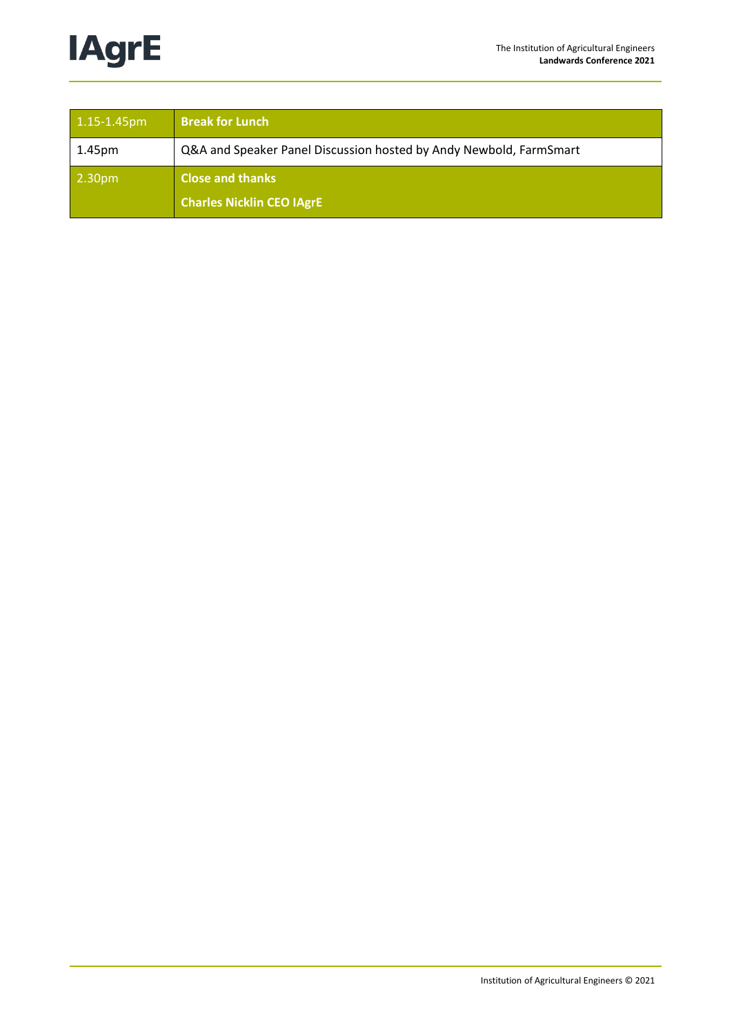| | |
|---|---|
| 1.15-1.45pm | **Break for Lunch** |
| 1.45pm | Q&A and Speaker Panel Discussion hosted by Andy Newbold, FarmSmart |
| 2.30pm | **Close and thanks**<br>**Charles Nicklin CEO IAgrE** |